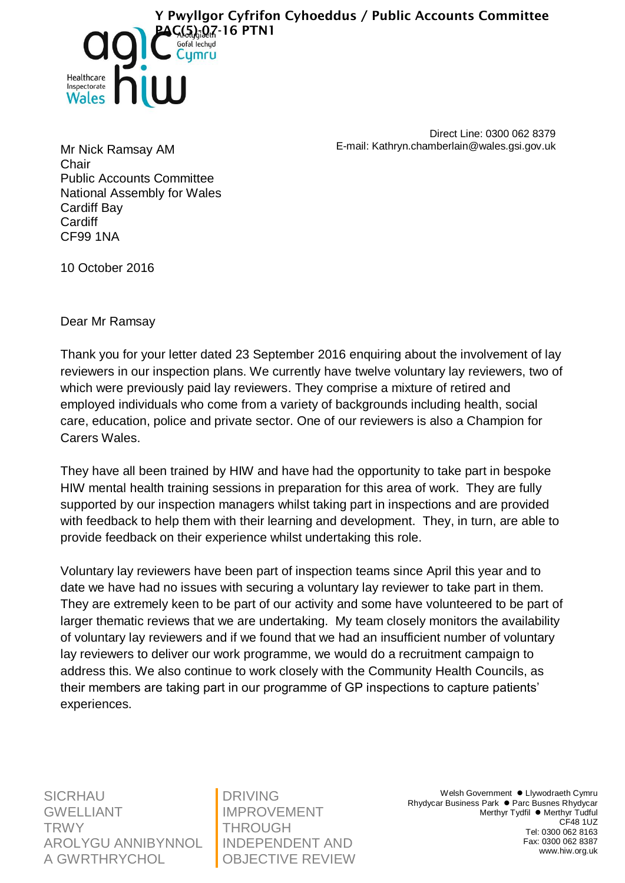Y Pwyllgor Cyfrifon Cyhoeddus / Public Accounts Committee
PAC(5)-07-16 PTN1

Arolygiaeth Gofal Iechyd Cymru
Healthcare Inspectorate Wales

Direct Line: 0300 062 8379
E-mail: Kathryn.chamberlain@wales.gsi.gov.uk

Mr Nick Ramsay AM
Chair
Public Accounts Committee
National Assembly for Wales
Cardiff Bay
Cardiff
CF99 1NA

10 October 2016

Dear Mr Ramsay

Thank you for your letter dated 23 September 2016 enquiring about the involvement of lay reviewers in our inspection plans. We currently have twelve voluntary lay reviewers, two of which were previously paid lay reviewers. They comprise a mixture of retired and employed individuals who come from a variety of backgrounds including health, social care, education, police and private sector. One of our reviewers is also a Champion for Carers Wales.

They have all been trained by HIW and have had the opportunity to take part in bespoke HIW mental health training sessions in preparation for this area of work. They are fully supported by our inspection managers whilst taking part in inspections and are provided with feedback to help them with their learning and development. They, in turn, are able to provide feedback on their experience whilst undertaking this role.

Voluntary lay reviewers have been part of inspection teams since April this year and to date we have had no issues with securing a voluntary lay reviewer to take part in them. They are extremely keen to be part of our activity and some have volunteered to be part of larger thematic reviews that we are undertaking. My team closely monitors the availability of voluntary lay reviewers and if we found that we had an insufficient number of voluntary lay reviewers to deliver our work programme, we would do a recruitment campaign to address this. We also continue to work closely with the Community Health Councils, as their members are taking part in our programme of GP inspections to capture patients' experiences.

SICRHAU GWELLIANT TRWY AROLYGU ANNIBYNNOL A GWRTHRYCHOL

DRIVING IMPROVEMENT THROUGH INDEPENDENT AND OBJECTIVE REVIEW

Welsh Government ● Llywodraeth Cymru
Rhydycar Business Park ● Parc Busnes Rhydycar
Merthyr Tydfil ● Merthyr Tudful
CF48 1UZ
Tel: 0300 062 8163
Fax: 0300 062 8387
www.hiw.org.uk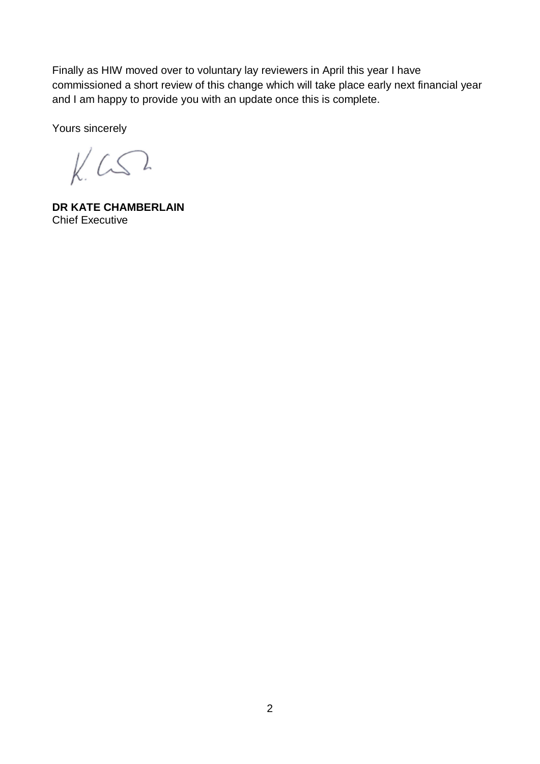Finally as HIW moved over to voluntary lay reviewers in April this year I have commissioned a short review of this change which will take place early next financial year and I am happy to provide you with an update once this is complete.

Yours sincerely

**DR KATE CHAMBERLAIN**
Chief Executive